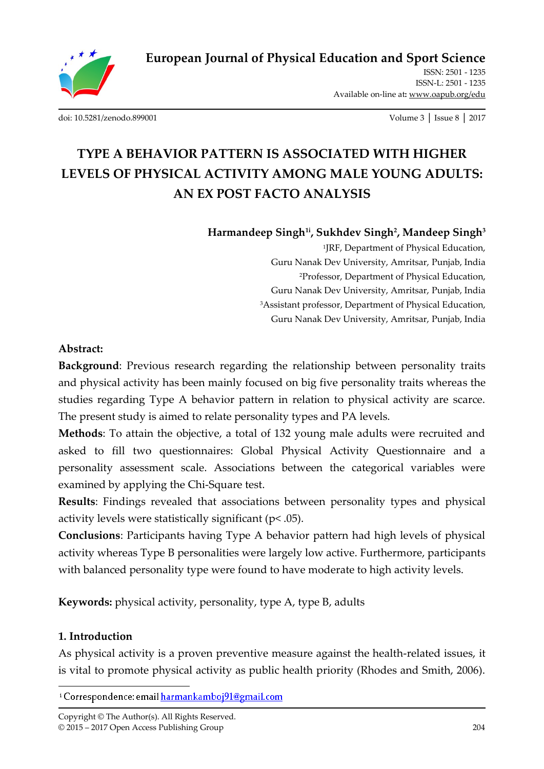# TYPE A BEHAVIOR PATTERN IS ASSOCIATED WITH HIGHER LEVELS OF PHYSICAL ACTIVITY AMONG MALE YOUNG ADULTS: AN EX POST FACTO ANALYSIS

**Harmandeep Singh[1i], Sukhdev Singh[2], Mandeep Singh[3]**

[1]JRF, Department of Physical Education,
Guru Nanak Dev University, Amritsar, Punjab, India

[2]Professor, Department of Physical Education,
Guru Nanak Dev University, Amritsar, Punjab, India

[3]Assistant professor, Department of Physical Education,
Guru Nanak Dev University, Amritsar, Punjab, India

**Abstract:**

**Background**: Previous research regarding the relationship between personality traits and physical activity has been mainly focused on big five personality traits whereas the studies regarding Type A behavior pattern in relation to physical activity are scarce. The present study is aimed to relate personality types and PA levels.

**Methods**: To attain the objective, a total of 132 young male adults were recruited and asked to fill two questionnaires: Global Physical Activity Questionnaire and a personality assessment scale. Associations between the categorical variables were examined by applying the Chi-Square test.

**Results**: Findings revealed that associations between personality types and physical activity levels were statistically significant ($p < .05$).

**Conclusions**: Participants having Type A behavior pattern had high levels of physical activity whereas Type B personalities were largely low active. Furthermore, participants with balanced personality type were found to have moderate to high activity levels.

**Keywords:** physical activity, personality, type A, type B, adults

## 1. Introduction

As physical activity is a proven preventive measure against the health-related issues, it is vital to promote physical activity as public health priority (Rhodes and Smith, 2006).

---

[i] Correspondence: email harmankamboj91@gmail.com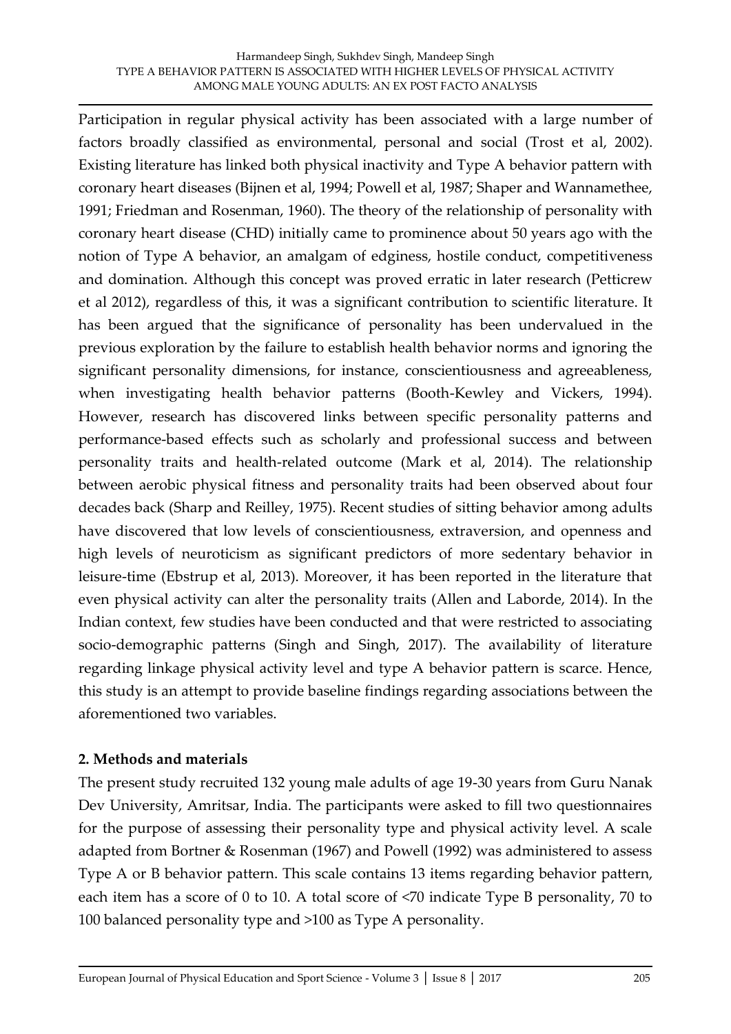Participation in regular physical activity has been associated with a large number of factors broadly classified as environmental, personal and social (Trost et al, 2002). Existing literature has linked both physical inactivity and Type A behavior pattern with coronary heart diseases (Bijnen et al, 1994; Powell et al, 1987; Shaper and Wannamethee, 1991; Friedman and Rosenman, 1960). The theory of the relationship of personality with coronary heart disease (CHD) initially came to prominence about 50 years ago with the notion of Type A behavior, an amalgam of edginess, hostile conduct, competitiveness and domination. Although this concept was proved erratic in later research (Petticrew et al 2012), regardless of this, it was a significant contribution to scientific literature. It has been argued that the significance of personality has been undervalued in the previous exploration by the failure to establish health behavior norms and ignoring the significant personality dimensions, for instance, conscientiousness and agreeableness, when investigating health behavior patterns (Booth-Kewley and Vickers, 1994). However, research has discovered links between specific personality patterns and performance-based effects such as scholarly and professional success and between personality traits and health-related outcome (Mark et al, 2014). The relationship between aerobic physical fitness and personality traits had been observed about four decades back (Sharp and Reilley, 1975). Recent studies of sitting behavior among adults have discovered that low levels of conscientiousness, extraversion, and openness and high levels of neuroticism as significant predictors of more sedentary behavior in leisure-time (Ebstrup et al, 2013). Moreover, it has been reported in the literature that even physical activity can alter the personality traits (Allen and Laborde, 2014). In the Indian context, few studies have been conducted and that were restricted to associating socio-demographic patterns (Singh and Singh, 2017). The availability of literature regarding linkage physical activity level and type A behavior pattern is scarce. Hence, this study is an attempt to provide baseline findings regarding associations between the aforementioned two variables.

## 2. Methods and materials

The present study recruited 132 young male adults of age 19-30 years from Guru Nanak Dev University, Amritsar, India. The participants were asked to fill two questionnaires for the purpose of assessing their personality type and physical activity level. A scale adapted from Bortner & Rosenman (1967) and Powell (1992) was administered to assess Type A or B behavior pattern. This scale contains 13 items regarding behavior pattern, each item has a score of 0 to 10. A total score of <70 indicate Type B personality, 70 to 100 balanced personality type and >100 as Type A personality.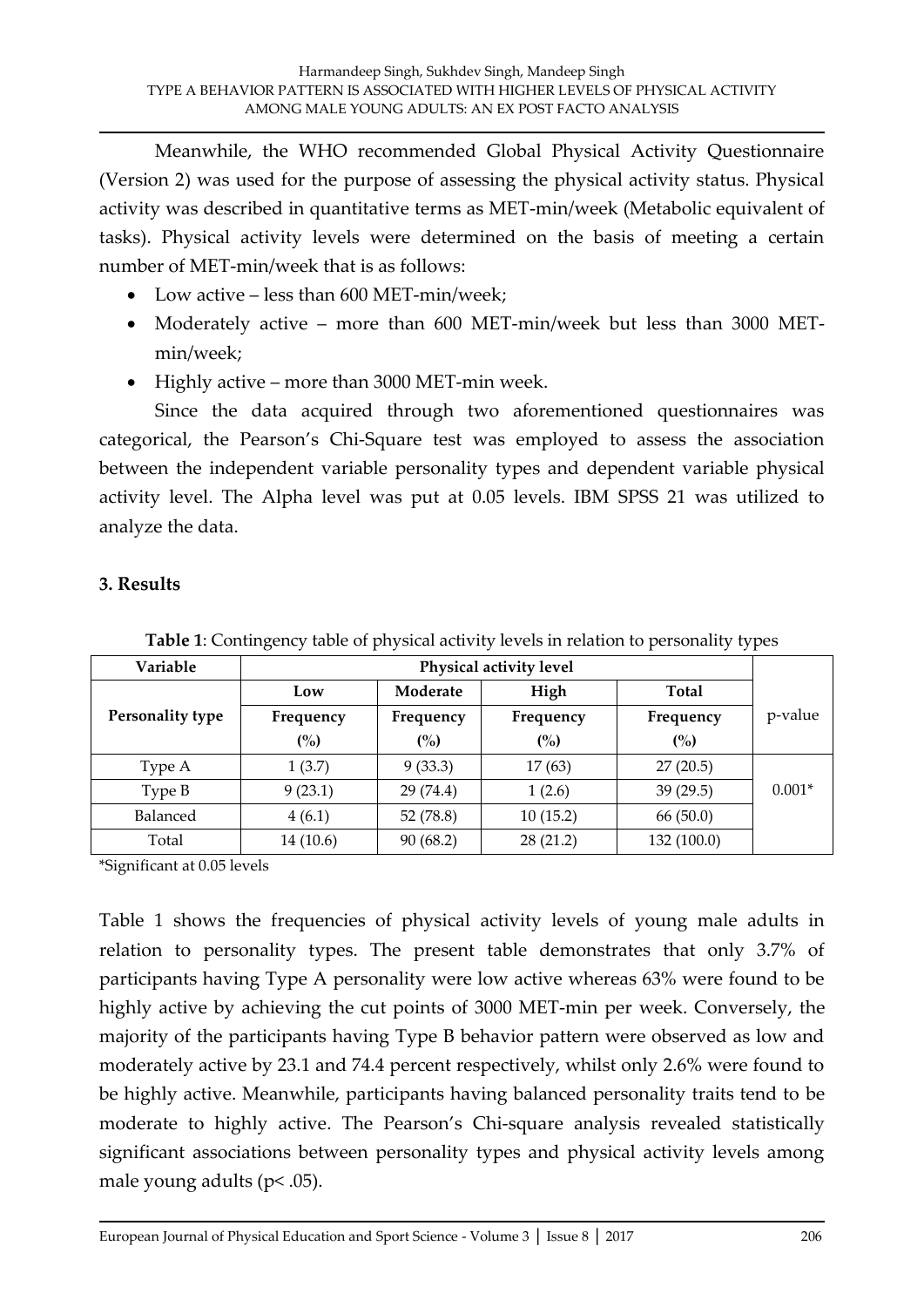Meanwhile, the WHO recommended Global Physical Activity Questionnaire (Version 2) was used for the purpose of assessing the physical activity status. Physical activity was described in quantitative terms as MET-min/week (Metabolic equivalent of tasks). Physical activity levels were determined on the basis of meeting a certain number of MET-min/week that is as follows:

- Low active – less than 600 MET-min/week;
- Moderately active – more than 600 MET-min/week but less than 3000 MET-min/week;
- Highly active – more than 3000 MET-min week.

Since the data acquired through two aforementioned questionnaires was categorical, the Pearson's Chi-Square test was employed to assess the association between the independent variable personality types and dependent variable physical activity level. The Alpha level was put at 0.05 levels. IBM SPSS 21 was utilized to analyze the data.

## 3. Results

**Table 1**: Contingency table of physical activity levels in relation to personality types

| Variable | Physical activity level | | | | |
|---|---|---|---|---|---|
| | Low | Moderate | High | Total | |
| Personality type | Frequency (%) | Frequency (%) | Frequency (%) | Frequency (%) | p-value |
| Type A | 1 (3.7) | 9 (33.3) | 17 (63) | 27 (20.5) | 0.001* |
| Type B | 9 (23.1) | 29 (74.4) | 1 (2.6) | 39 (29.5) | |
| Balanced | 4 (6.1) | 52 (78.8) | 10 (15.2) | 66 (50.0) | |
| Total | 14 (10.6) | 90 (68.2) | 28 (21.2) | 132 (100.0) | |

*Significant at 0.05 levels

Table 1 shows the frequencies of physical activity levels of young male adults in relation to personality types. The present table demonstrates that only 3.7% of participants having Type A personality were low active whereas 63% were found to be highly active by achieving the cut points of 3000 MET-min per week. Conversely, the majority of the participants having Type B behavior pattern were observed as low and moderately active by 23.1 and 74.4 percent respectively, whilst only 2.6% were found to be highly active. Meanwhile, participants having balanced personality traits tend to be moderate to highly active. The Pearson's Chi-square analysis revealed statistically significant associations between personality types and physical activity levels among male young adults ($p < .05$).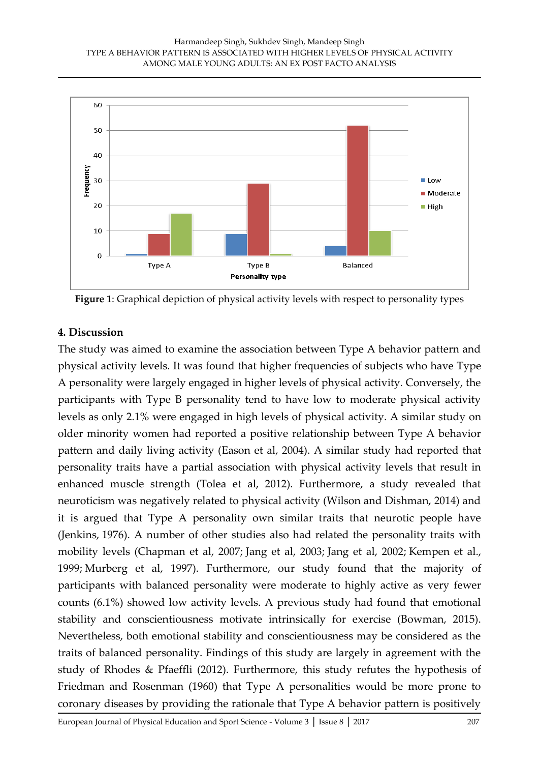**Figure 1**: Graphical depiction of physical activity levels with respect to personality types

## 4. Discussion

The study was aimed to examine the association between Type A behavior pattern and physical activity levels. It was found that higher frequencies of subjects who have Type A personality were largely engaged in higher levels of physical activity. Conversely, the participants with Type B personality tend to have low to moderate physical activity levels as only 2.1% were engaged in high levels of physical activity. A similar study on older minority women had reported a positive relationship between Type A behavior pattern and daily living activity (Eason et al, 2004). A similar study had reported that personality traits have a partial association with physical activity levels that result in enhanced muscle strength (Tolea et al, 2012). Furthermore, a study revealed that neuroticism was negatively related to physical activity (Wilson and Dishman, 2014) and it is argued that Type A personality own similar traits that neurotic people have (Jenkins, 1976). A number of other studies also had related the personality traits with mobility levels (Chapman et al, 2007; Jang et al, 2003; Jang et al, 2002; Kempen et al., 1999; Murberg et al, 1997). Furthermore, our study found that the majority of participants with balanced personality were moderate to highly active as very fewer counts (6.1%) showed low activity levels. A previous study had found that emotional stability and conscientiousness motivate intrinsically for exercise (Bowman, 2015). Nevertheless, both emotional stability and conscientiousness may be considered as the traits of balanced personality. Findings of this study are largely in agreement with the study of Rhodes & Pfaeffli (2012). Furthermore, this study refutes the hypothesis of Friedman and Rosenman (1960) that Type A personalities would be more prone to coronary diseases by providing the rationale that Type A behavior pattern is positively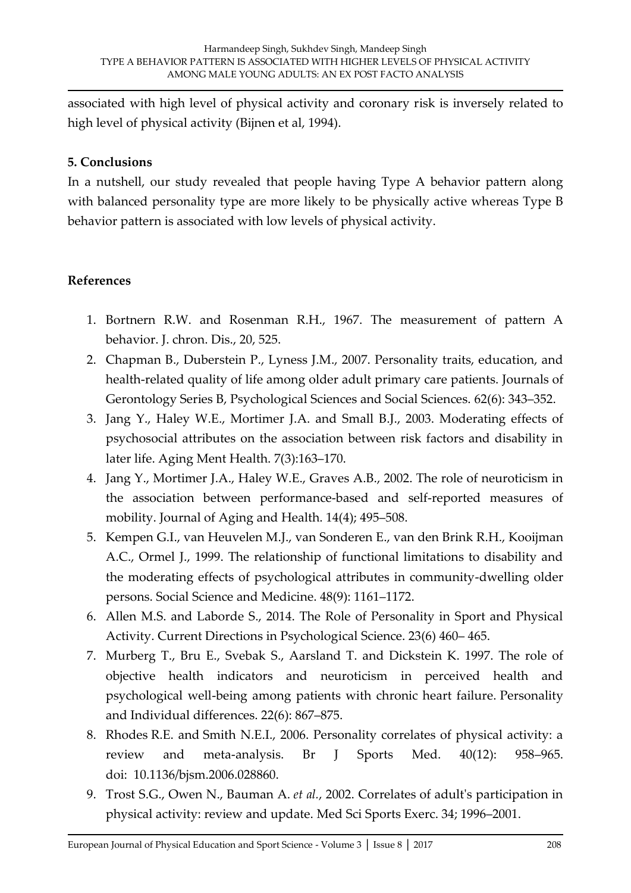associated with high level of physical activity and coronary risk is inversely related to high level of physical activity (Bijnen et al, 1994).

## 5. Conclusions

In a nutshell, our study revealed that people having Type A behavior pattern along with balanced personality type are more likely to be physically active whereas Type B behavior pattern is associated with low levels of physical activity.

## References

1. Bortnern R.W. and Rosenman R.H., 1967. The measurement of pattern A behavior. J. chron. Dis., 20, 525.
2. Chapman B., Duberstein P., Lyness J.M., 2007. Personality traits, education, and health-related quality of life among older adult primary care patients. Journals of Gerontology Series B, Psychological Sciences and Social Sciences. 62(6): 343–352.
3. Jang Y., Haley W.E., Mortimer J.A. and Small B.J., 2003. Moderating effects of psychosocial attributes on the association between risk factors and disability in later life. Aging Ment Health. 7(3):163–170.
4. Jang Y., Mortimer J.A., Haley W.E., Graves A.B., 2002. The role of neuroticism in the association between performance-based and self-reported measures of mobility. Journal of Aging and Health. 14(4); 495–508.
5. Kempen G.I., van Heuvelen M.J., van Sonderen E., van den Brink R.H., Kooijman A.C., Ormel J., 1999. The relationship of functional limitations to disability and the moderating effects of psychological attributes in community-dwelling older persons. Social Science and Medicine. 48(9): 1161–1172.
6. Allen M.S. and Laborde S., 2014. The Role of Personality in Sport and Physical Activity. Current Directions in Psychological Science. 23(6) 460– 465.
7. Murberg T., Bru E., Svebak S., Aarsland T. and Dickstein K. 1997. The role of objective health indicators and neuroticism in perceived health and psychological well-being among patients with chronic heart failure. Personality and Individual differences. 22(6): 867–875.
8. Rhodes R.E. and Smith N.E.I., 2006. Personality correlates of physical activity: a review and meta-analysis. Br J Sports Med. 40(12): 958–965. doi: 10.1136/bjsm.2006.028860.
9. Trost S.G., Owen N., Bauman A. *et al.*, 2002. Correlates of adult's participation in physical activity: review and update. Med Sci Sports Exerc. 34; 1996–2001.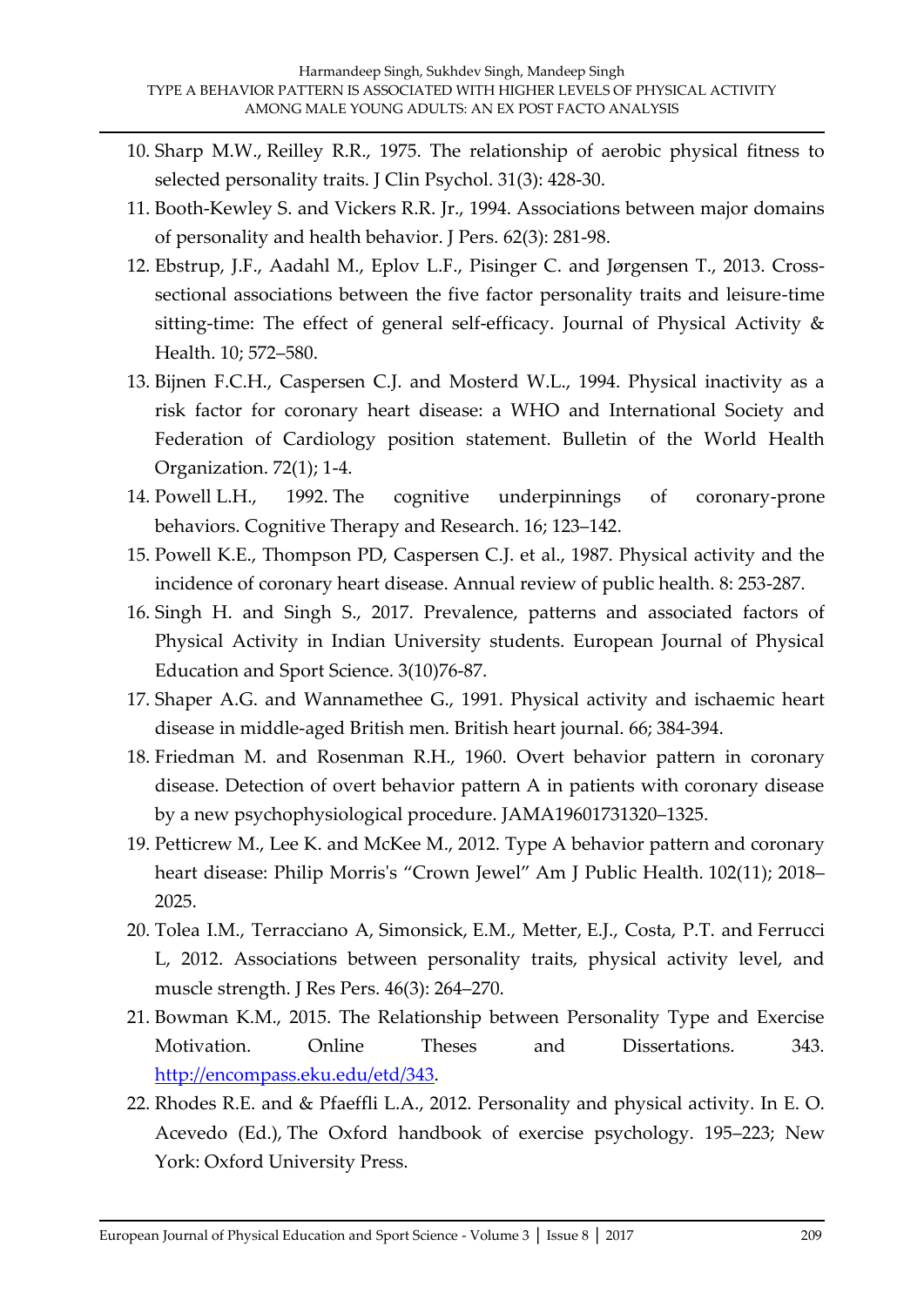10. Sharp M.W., Reilley R.R., 1975. The relationship of aerobic physical fitness to selected personality traits. J Clin Psychol. 31(3): 428-30.
11. Booth-Kewley S. and Vickers R.R. Jr., 1994. Associations between major domains of personality and health behavior. J Pers. 62(3): 281-98.
12. Ebstrup, J.F., Aadahl M., Eplov L.F., Pisinger C. and Jørgensen T., 2013. Cross-sectional associations between the five factor personality traits and leisure-time sitting-time: The effect of general self-efficacy. Journal of Physical Activity & Health. 10; 572–580.
13. Bijnen F.C.H., Caspersen C.J. and Mosterd W.L., 1994. Physical inactivity as a risk factor for coronary heart disease: a WHO and International Society and Federation of Cardiology position statement. Bulletin of the World Health Organization. 72(1); 1-4.
14. Powell L.H., 1992. The cognitive underpinnings of coronary-prone behaviors. Cognitive Therapy and Research. 16; 123–142.
15. Powell K.E., Thompson PD, Caspersen C.J. et al., 1987. Physical activity and the incidence of coronary heart disease. Annual review of public health. 8: 253-287.
16. Singh H. and Singh S., 2017. Prevalence, patterns and associated factors of Physical Activity in Indian University students. European Journal of Physical Education and Sport Science. 3(10)76-87.
17. Shaper A.G. and Wannamethee G., 1991. Physical activity and ischaemic heart disease in middle-aged British men. British heart journal. 66; 384-394.
18. Friedman M. and Rosenman R.H., 1960. Overt behavior pattern in coronary disease. Detection of overt behavior pattern A in patients with coronary disease by a new psychophysiological procedure. JAMA19601731320–1325.
19. Petticrew M., Lee K. and McKee M., 2012. Type A behavior pattern and coronary heart disease: Philip Morris's "Crown Jewel" Am J Public Health. 102(11); 2018–2025.
20. Tolea I.M., Terracciano A, Simonsick, E.M., Metter, E.J., Costa, P.T. and Ferrucci L, 2012. Associations between personality traits, physical activity level, and muscle strength. J Res Pers. 46(3): 264–270.
21. Bowman K.M., 2015. The Relationship between Personality Type and Exercise Motivation. Online Theses and Dissertations. 343. http://encompass.eku.edu/etd/343.
22. Rhodes R.E. and & Pfaeffli L.A., 2012. Personality and physical activity. In E. O. Acevedo (Ed.), The Oxford handbook of exercise psychology. 195–223; New York: Oxford University Press.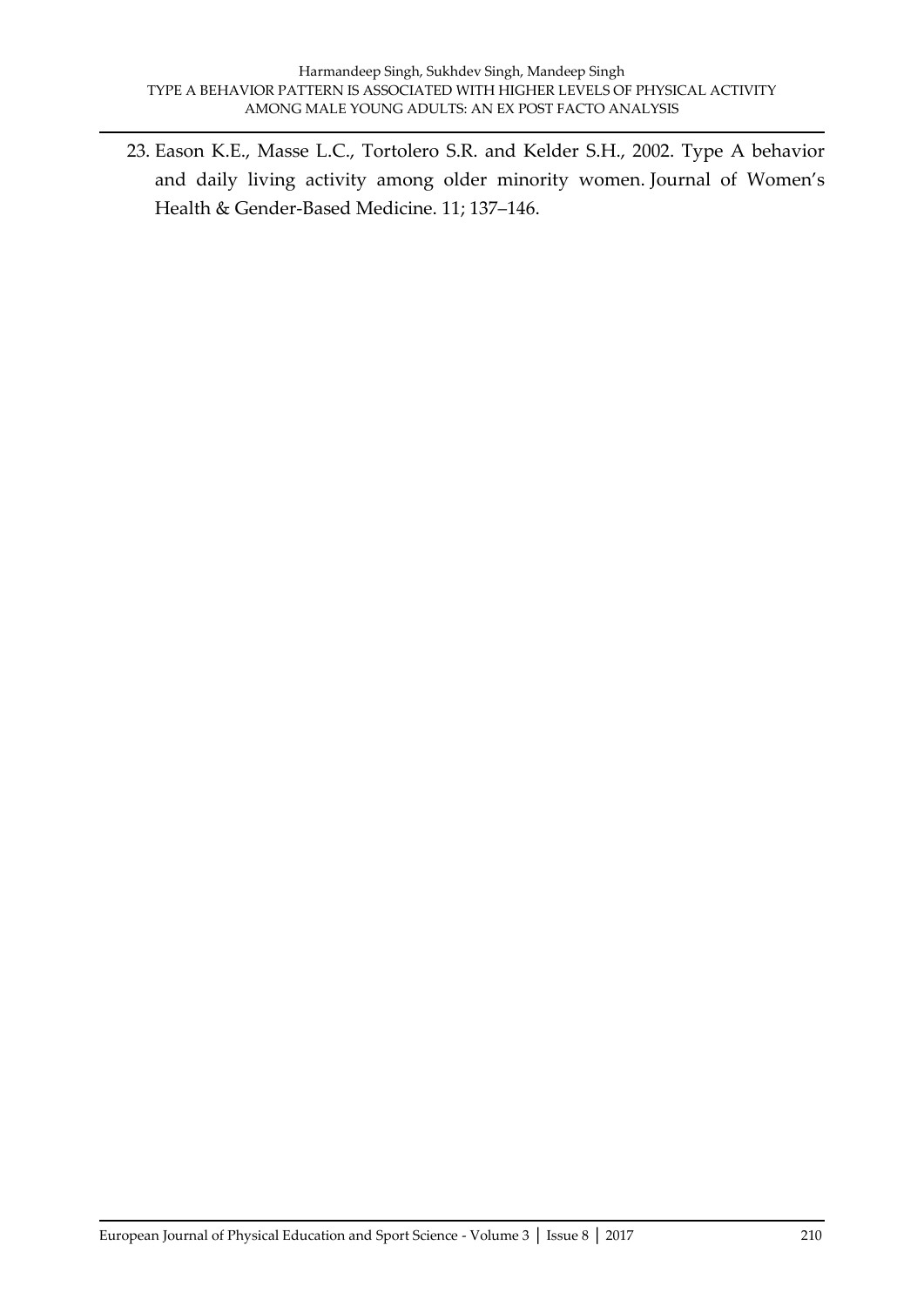23. Eason K.E., Masse L.C., Tortolero S.R. and Kelder S.H., 2002. Type A behavior and daily living activity among older minority women. Journal of Women's Health & Gender-Based Medicine. 11; 137–146.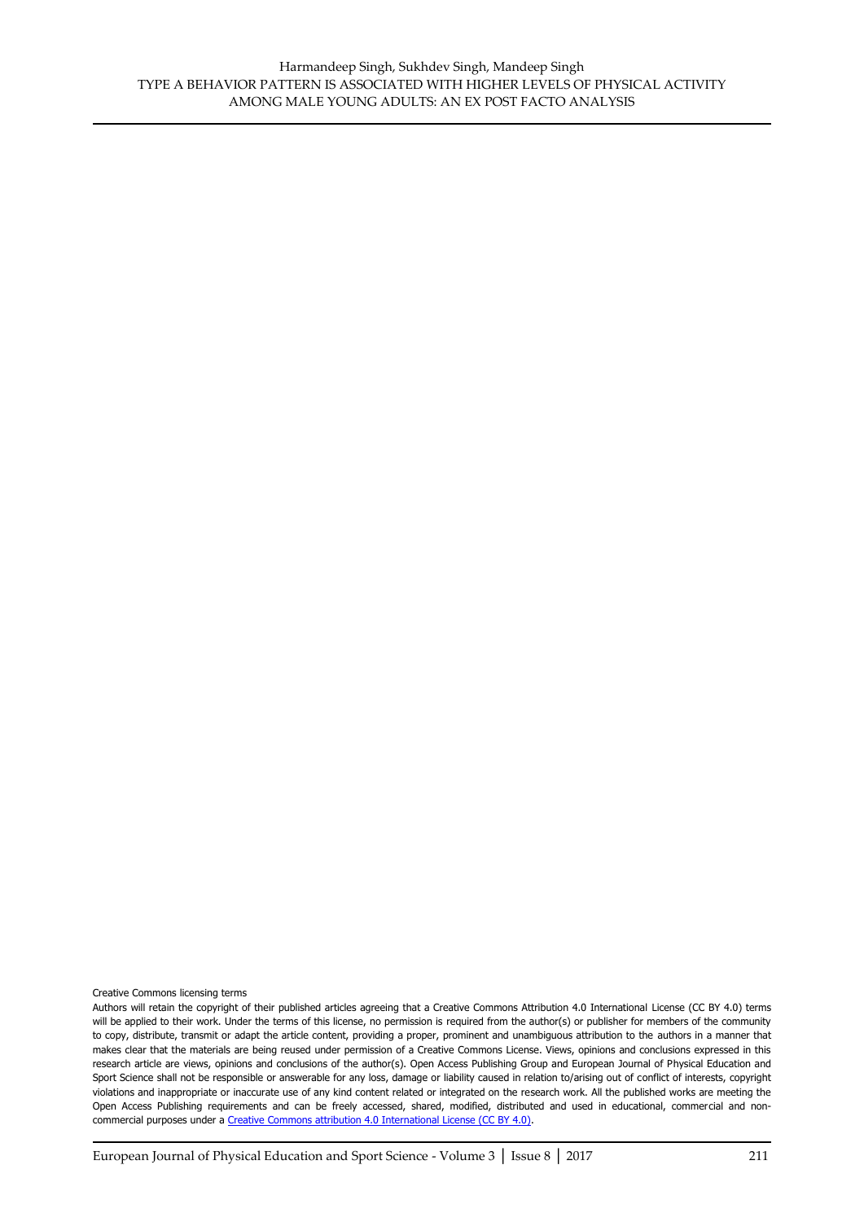Creative Commons licensing terms

Authors will retain the copyright of their published articles agreeing that a Creative Commons Attribution 4.0 International License (CC BY 4.0) terms will be applied to their work. Under the terms of this license, no permission is required from the author(s) or publisher for members of the community to copy, distribute, transmit or adapt the article content, providing a proper, prominent and unambiguous attribution to the authors in a manner that makes clear that the materials are being reused under permission of a Creative Commons License. Views, opinions and conclusions expressed in this research article are views, opinions and conclusions of the author(s). Open Access Publishing Group and European Journal of Physical Education and Sport Science shall not be responsible or answerable for any loss, damage or liability caused in relation to/arising out of conflict of interests, copyright violations and inappropriate or inaccurate use of any kind content related or integrated on the research work. All the published works are meeting the Open Access Publishing requirements and can be freely accessed, shared, modified, distributed and used in educational, commercial and non-commercial purposes under a Creative Commons attribution 4.0 International License (CC BY 4.0).